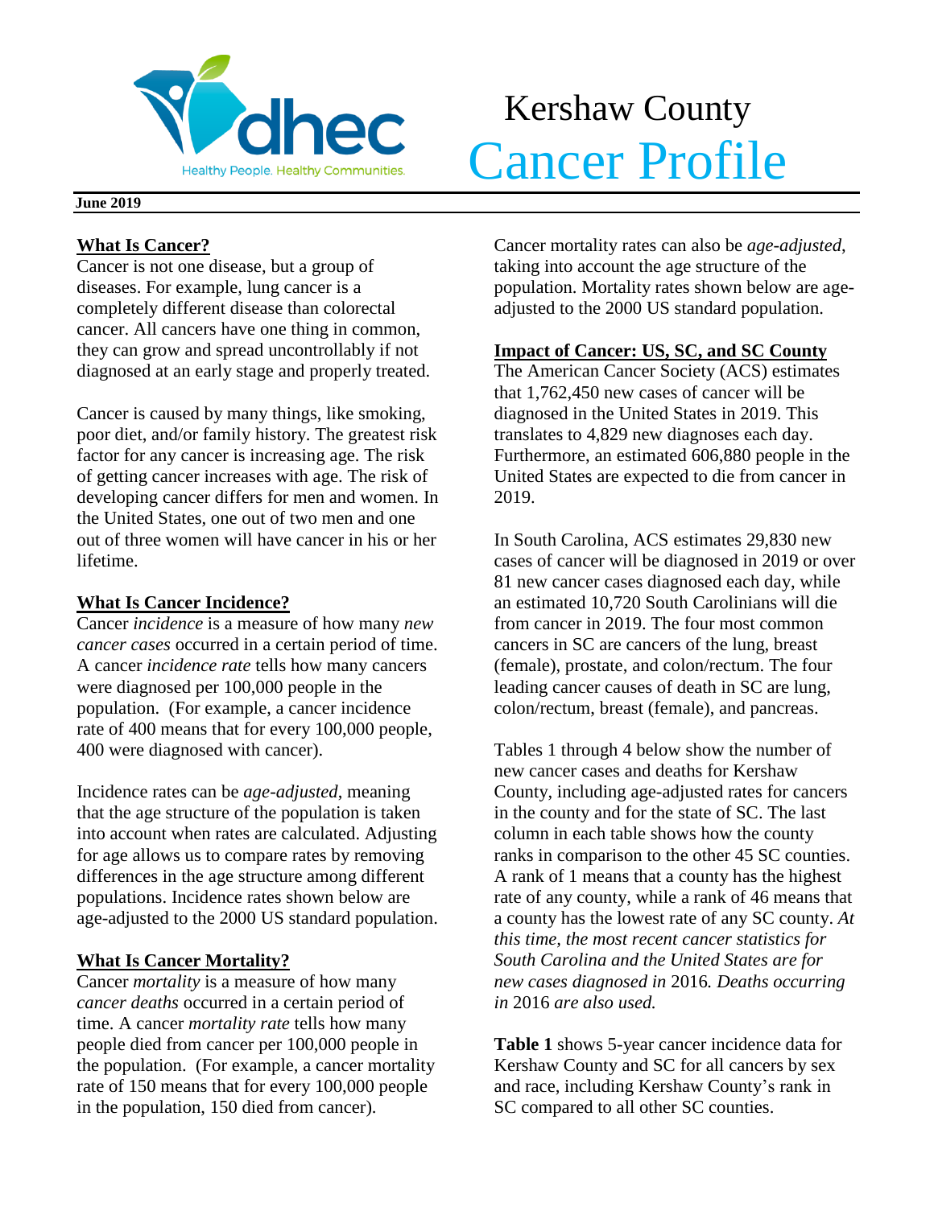# Kershaw County
# Cancer Profile

**June 2019**

## What Is Cancer?

Cancer is not one disease, but a group of diseases. For example, lung cancer is a completely different disease than colorectal cancer. All cancers have one thing in common, they can grow and spread uncontrollably if not diagnosed at an early stage and properly treated.

Cancer is caused by many things, like smoking, poor diet, and/or family history. The greatest risk factor for any cancer is increasing age. The risk of getting cancer increases with age. The risk of developing cancer differs for men and women. In the United States, one out of two men and one out of three women will have cancer in his or her lifetime.

## What Is Cancer Incidence?

Cancer *incidence* is a measure of how many *new cancer cases* occurred in a certain period of time. A cancer *incidence rate* tells how many cancers were diagnosed per 100,000 people in the population. (For example, a cancer incidence rate of 400 means that for every 100,000 people, 400 were diagnosed with cancer).

Incidence rates can be *age-adjusted*, meaning that the age structure of the population is taken into account when rates are calculated. Adjusting for age allows us to compare rates by removing differences in the age structure among different populations. Incidence rates shown below are age-adjusted to the 2000 US standard population.

## What Is Cancer Mortality?

Cancer *mortality* is a measure of how many *cancer deaths* occurred in a certain period of time. A cancer *mortality rate* tells how many people died from cancer per 100,000 people in the population. (For example, a cancer mortality rate of 150 means that for every 100,000 people in the population, 150 died from cancer).

Cancer mortality rates can also be *age-adjusted*, taking into account the age structure of the population. Mortality rates shown below are age-adjusted to the 2000 US standard population.

## Impact of Cancer: US, SC, and SC County

The American Cancer Society (ACS) estimates that 1,762,450 new cases of cancer will be diagnosed in the United States in 2019. This translates to 4,829 new diagnoses each day. Furthermore, an estimated 606,880 people in the United States are expected to die from cancer in 2019.

In South Carolina, ACS estimates 29,830 new cases of cancer will be diagnosed in 2019 or over 81 new cancer cases diagnosed each day, while an estimated 10,720 South Carolinians will die from cancer in 2019. The four most common cancers in SC are cancers of the lung, breast (female), prostate, and colon/rectum. The four leading cancer causes of death in SC are lung, colon/rectum, breast (female), and pancreas.

Tables 1 through 4 below show the number of new cancer cases and deaths for Kershaw County, including age-adjusted rates for cancers in the county and for the state of SC. The last column in each table shows how the county ranks in comparison to the other 45 SC counties. A rank of 1 means that a county has the highest rate of any county, while a rank of 46 means that a county has the lowest rate of any SC county. *At this time, the most recent cancer statistics for South Carolina and the United States are for new cases diagnosed in* 2016*. Deaths occurring in* 2016 *are also used.*

**Table 1** shows 5-year cancer incidence data for Kershaw County and SC for all cancers by sex and race, including Kershaw County's rank in SC compared to all other SC counties.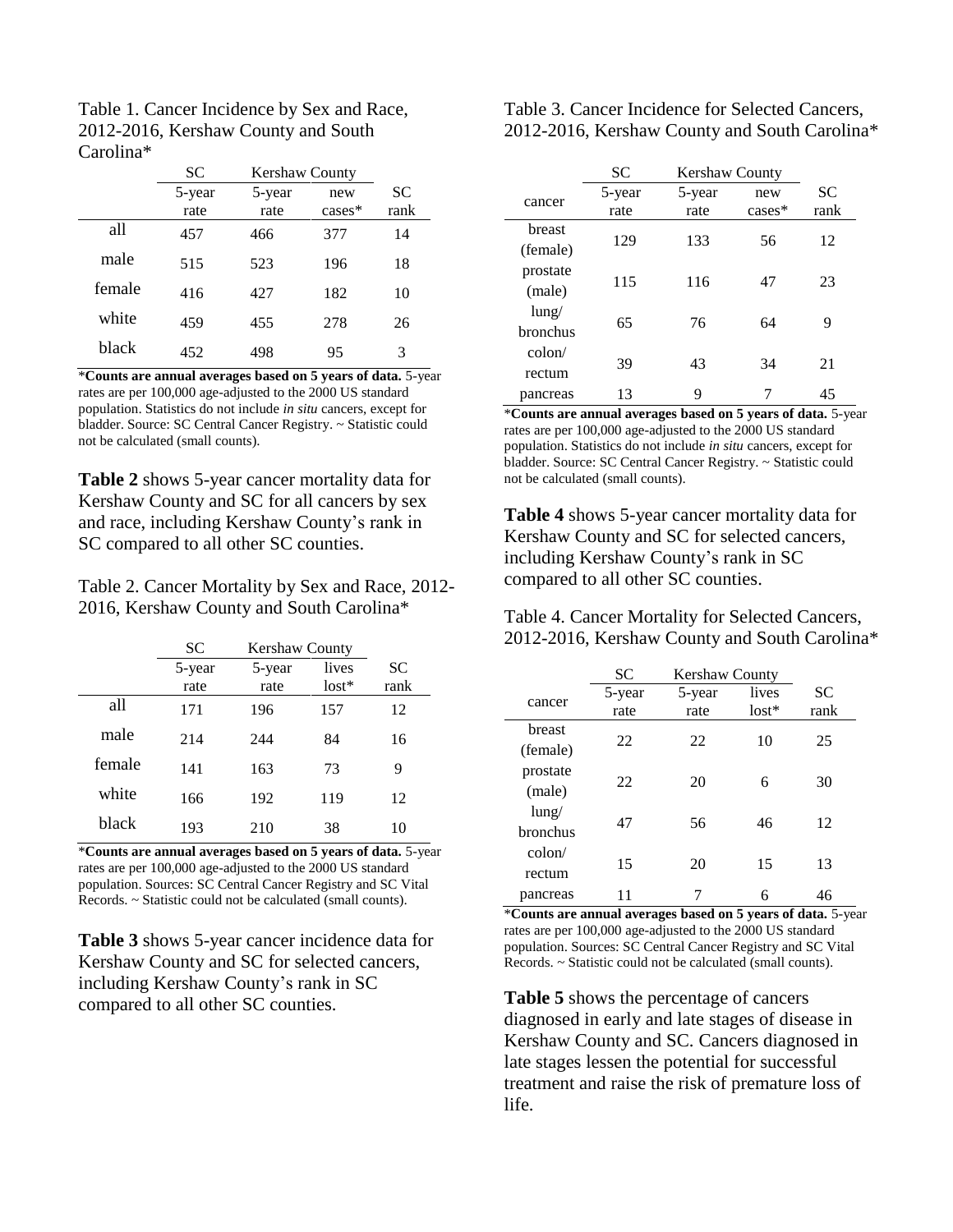Table 1. Cancer Incidence by Sex and Race, 2012-2016, Kershaw County and South Carolina*

| | SC | Kershaw County | | |
|---|---|---|---|---|
| | 5-year rate | 5-year rate | new cases* | SC rank |
| all | 457 | 466 | 377 | 14 |
| male | 515 | 523 | 196 | 18 |
| female | 416 | 427 | 182 | 10 |
| white | 459 | 455 | 278 | 26 |
| black | 452 | 498 | 95 | 3 |

***Counts are annual averages based on 5 years of data.** 5-year rates are per 100,000 age-adjusted to the 2000 US standard population. Statistics do not include *in situ* cancers, except for bladder. Source: SC Central Cancer Registry. ~ Statistic could not be calculated (small counts).

**Table 2** shows 5-year cancer mortality data for Kershaw County and SC for all cancers by sex and race, including Kershaw County's rank in SC compared to all other SC counties.

Table 2. Cancer Mortality by Sex and Race, 2012-2016, Kershaw County and South Carolina*

| | SC | Kershaw County | | |
|---|---|---|---|---|
| | 5-year rate | 5-year rate | lives lost* | SC rank |
| all | 171 | 196 | 157 | 12 |
| male | 214 | 244 | 84 | 16 |
| female | 141 | 163 | 73 | 9 |
| white | 166 | 192 | 119 | 12 |
| black | 193 | 210 | 38 | 10 |

***Counts are annual averages based on 5 years of data.** 5-year rates are per 100,000 age-adjusted to the 2000 US standard population. Sources: SC Central Cancer Registry and SC Vital Records. ~ Statistic could not be calculated (small counts).

**Table 3** shows 5-year cancer incidence data for Kershaw County and SC for selected cancers, including Kershaw County's rank in SC compared to all other SC counties.

Table 3. Cancer Incidence for Selected Cancers, 2012-2016, Kershaw County and South Carolina*

| | SC | Kershaw County | | |
|---|---|---|---|---|
| cancer | 5-year rate | 5-year rate | new cases* | SC rank |
| breast (female) | 129 | 133 | 56 | 12 |
| prostate (male) | 115 | 116 | 47 | 23 |
| lung/ bronchus | 65 | 76 | 64 | 9 |
| colon/ rectum | 39 | 43 | 34 | 21 |
| pancreas | 13 | 9 | 7 | 45 |

***Counts are annual averages based on 5 years of data.** 5-year rates are per 100,000 age-adjusted to the 2000 US standard population. Statistics do not include *in situ* cancers, except for bladder. Source: SC Central Cancer Registry. ~ Statistic could not be calculated (small counts).

**Table 4** shows 5-year cancer mortality data for Kershaw County and SC for selected cancers, including Kershaw County's rank in SC compared to all other SC counties.

Table 4. Cancer Mortality for Selected Cancers, 2012-2016, Kershaw County and South Carolina*

| | SC | Kershaw County | | |
|---|---|---|---|---|
| cancer | 5-year rate | 5-year rate | lives lost* | SC rank |
| breast (female) | 22 | 22 | 10 | 25 |
| prostate (male) | 22 | 20 | 6 | 30 |
| lung/ bronchus | 47 | 56 | 46 | 12 |
| colon/ rectum | 15 | 20 | 15 | 13 |
| pancreas | 11 | 7 | 6 | 46 |

***Counts are annual averages based on 5 years of data.** 5-year rates are per 100,000 age-adjusted to the 2000 US standard population. Sources: SC Central Cancer Registry and SC Vital Records. ~ Statistic could not be calculated (small counts).

**Table 5** shows the percentage of cancers diagnosed in early and late stages of disease in Kershaw County and SC. Cancers diagnosed in late stages lessen the potential for successful treatment and raise the risk of premature loss of life.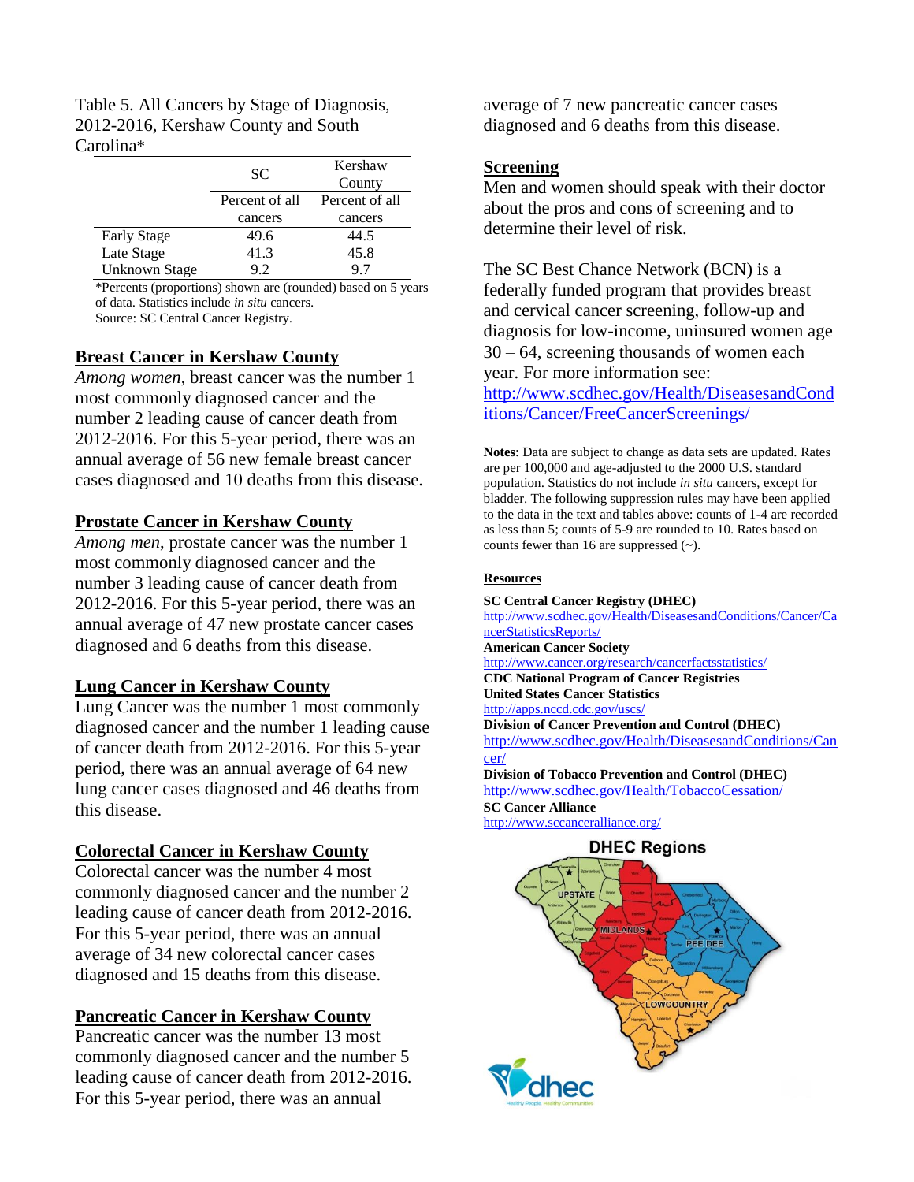Table 5. All Cancers by Stage of Diagnosis, 2012-2016, Kershaw County and South Carolina*

| | SC | Kershaw County |
|---|---|---|
| | Percent of all cancers | Percent of all cancers |
| Early Stage | 49.6 | 44.5 |
| Late Stage | 41.3 | 45.8 |
| Unknown Stage | 9.2 | 9.7 |

*Percents (proportions) shown are (rounded) based on 5 years of data. Statistics include *in situ* cancers.
Source: SC Central Cancer Registry.

## Breast Cancer in Kershaw County

*Among women*, breast cancer was the number 1 most commonly diagnosed cancer and the number 2 leading cause of cancer death from 2012-2016. For this 5-year period, there was an annual average of 56 new female breast cancer cases diagnosed and 10 deaths from this disease.

## Prostate Cancer in Kershaw County

*Among men*, prostate cancer was the number 1 most commonly diagnosed cancer and the number 3 leading cause of cancer death from 2012-2016. For this 5-year period, there was an annual average of 47 new prostate cancer cases diagnosed and 6 deaths from this disease.

## Lung Cancer in Kershaw County

Lung Cancer was the number 1 most commonly diagnosed cancer and the number 1 leading cause of cancer death from 2012-2016. For this 5-year period, there was an annual average of 64 new lung cancer cases diagnosed and 46 deaths from this disease.

## Colorectal Cancer in Kershaw County

Colorectal cancer was the number 4 most commonly diagnosed cancer and the number 2 leading cause of cancer death from 2012-2016. For this 5-year period, there was an annual average of 34 new colorectal cancer cases diagnosed and 15 deaths from this disease.

## Pancreatic Cancer in Kershaw County

Pancreatic cancer was the number 13 most commonly diagnosed cancer and the number 5 leading cause of cancer death from 2012-2016. For this 5-year period, there was an annual average of 7 new pancreatic cancer cases diagnosed and 6 deaths from this disease.

## Screening

Men and women should speak with their doctor about the pros and cons of screening and to determine their level of risk.

The SC Best Chance Network (BCN) is a federally funded program that provides breast and cervical cancer screening, follow-up and diagnosis for low-income, uninsured women age 30 – 64, screening thousands of women each year. For more information see: http://www.scdhec.gov/Health/DiseasesandConditions/Cancer/FreeCancerScreenings/

**Notes**: Data are subject to change as data sets are updated. Rates are per 100,000 and age-adjusted to the 2000 U.S. standard population. Statistics do not include *in situ* cancers, except for bladder. The following suppression rules may have been applied to the data in the text and tables above: counts of 1-4 are recorded as less than 5; counts of 5-9 are rounded to 10. Rates based on counts fewer than 16 are suppressed (~).

## Resources

**SC Central Cancer Registry (DHEC)**
http://www.scdhec.gov/Health/DiseasesandConditions/Cancer/CancerStatisticsReports/
**American Cancer Society**
http://www.cancer.org/research/cancerfactsstatistics/
**CDC National Program of Cancer Registries United States Cancer Statistics**
http://apps.nccd.cdc.gov/uscs/
**Division of Cancer Prevention and Control (DHEC)**
http://www.scdhec.gov/Health/DiseasesandConditions/Cancer/
**Division of Tobacco Prevention and Control (DHEC)**
http://www.scdhec.gov/Health/TobaccoCessation/
**SC Cancer Alliance**
http://www.sccanceralliance.org/

DHEC Regions

UPSTATE
MIDLANDS
PEE DEE
LOWCOUNTRY

dhec
Healthy People Healthy Communities